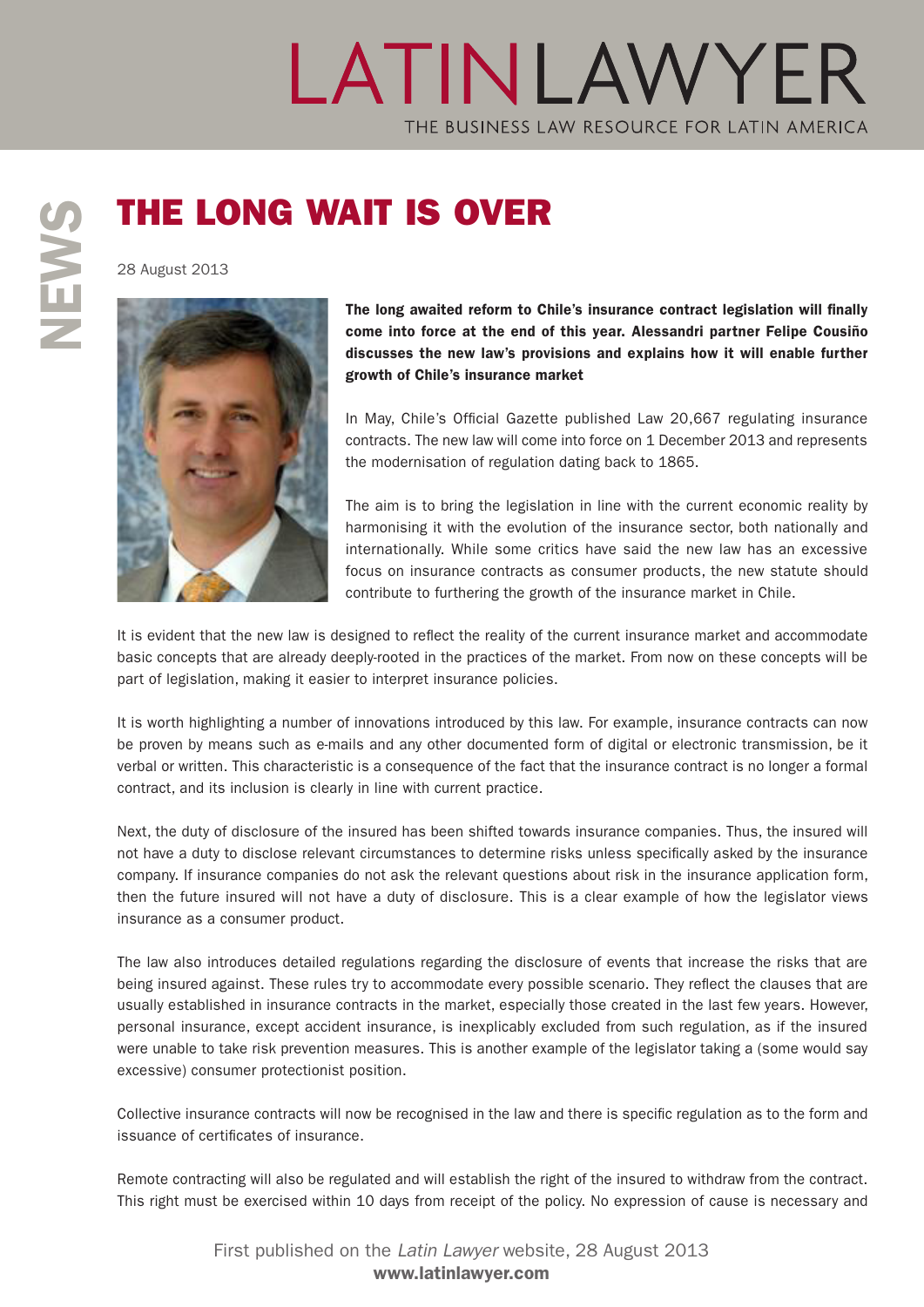# THE LONG WAIT IS OVER

28 August 2013

**The long awaited reform to Chile's insurance contract legislation will finally come into force at the end of this year. Alessandri partner Felipe Cousiño discusses the new law's provisions and explains how it will enable further growth of Chile's insurance market**

In May, Chile's Official Gazette published Law 20,667 regulating insurance contracts. The new law will come into force on 1 December 2013 and represents the modernisation of regulation dating back to 1865.

The aim is to bring the legislation in line with the current economic reality by harmonising it with the evolution of the insurance sector, both nationally and internationally. While some critics have said the new law has an excessive focus on insurance contracts as consumer products, the new statute should contribute to furthering the growth of the insurance market in Chile.

It is evident that the new law is designed to reflect the reality of the current insurance market and accommodate basic concepts that are already deeply-rooted in the practices of the market. From now on these concepts will be part of legislation, making it easier to interpret insurance policies.

It is worth highlighting a number of innovations introduced by this law. For example, insurance contracts can now be proven by means such as e-mails and any other documented form of digital or electronic transmission, be it verbal or written. This characteristic is a consequence of the fact that the insurance contract is no longer a formal contract, and its inclusion is clearly in line with current practice.

Next, the duty of disclosure of the insured has been shifted towards insurance companies. Thus, the insured will not have a duty to disclose relevant circumstances to determine risks unless specifically asked by the insurance company. If insurance companies do not ask the relevant questions about risk in the insurance application form, then the future insured will not have a duty of disclosure. This is a clear example of how the legislator views insurance as a consumer product.

The law also introduces detailed regulations regarding the disclosure of events that increase the risks that are being insured against. These rules try to accommodate every possible scenario. They reflect the clauses that are usually established in insurance contracts in the market, especially those created in the last few years. However, personal insurance, except accident insurance, is inexplicably excluded from such regulation, as if the insured were unable to take risk prevention measures. This is another example of the legislator taking a (some would say excessive) consumer protectionist position.

Collective insurance contracts will now be recognised in the law and there is specific regulation as to the form and issuance of certificates of insurance.

Remote contracting will also be regulated and will establish the right of the insured to withdraw from the contract. This right must be exercised within 10 days from receipt of the policy. No expression of cause is necessary and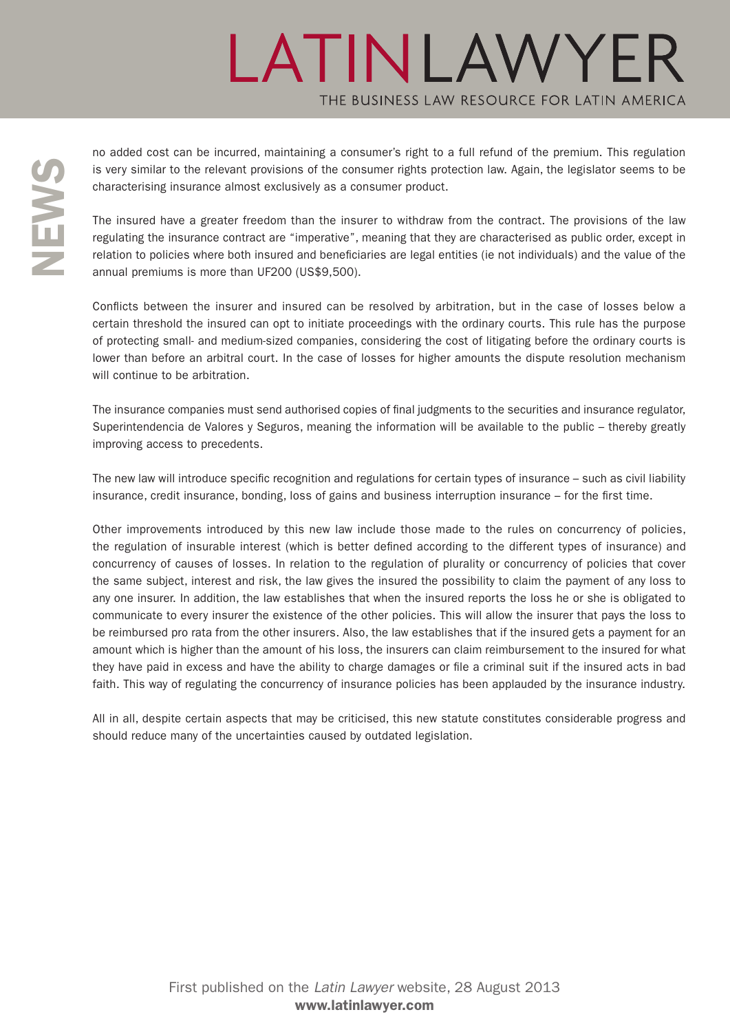no added cost can be incurred, maintaining a consumer's right to a full refund of the premium. This regulation is very similar to the relevant provisions of the consumer rights protection law. Again, the legislator seems to be characterising insurance almost exclusively as a consumer product.

The insured have a greater freedom than the insurer to withdraw from the contract. The provisions of the law regulating the insurance contract are "imperative", meaning that they are characterised as public order, except in relation to policies where both insured and beneficiaries are legal entities (ie not individuals) and the value of the annual premiums is more than UF200 (US$9,500).

Conflicts between the insurer and insured can be resolved by arbitration, but in the case of losses below a certain threshold the insured can opt to initiate proceedings with the ordinary courts. This rule has the purpose of protecting small- and medium-sized companies, considering the cost of litigating before the ordinary courts is lower than before an arbitral court. In the case of losses for higher amounts the dispute resolution mechanism will continue to be arbitration.

The insurance companies must send authorised copies of final judgments to the securities and insurance regulator, Superintendencia de Valores y Seguros, meaning the information will be available to the public – thereby greatly improving access to precedents.

The new law will introduce specific recognition and regulations for certain types of insurance – such as civil liability insurance, credit insurance, bonding, loss of gains and business interruption insurance – for the first time.

Other improvements introduced by this new law include those made to the rules on concurrency of policies, the regulation of insurable interest (which is better defined according to the different types of insurance) and concurrency of causes of losses. In relation to the regulation of plurality or concurrency of policies that cover the same subject, interest and risk, the law gives the insured the possibility to claim the payment of any loss to any one insurer. In addition, the law establishes that when the insured reports the loss he or she is obligated to communicate to every insurer the existence of the other policies. This will allow the insurer that pays the loss to be reimbursed pro rata from the other insurers. Also, the law establishes that if the insured gets a payment for an amount which is higher than the amount of his loss, the insurers can claim reimbursement to the insured for what they have paid in excess and have the ability to charge damages or file a criminal suit if the insured acts in bad faith. This way of regulating the concurrency of insurance policies has been applauded by the insurance industry.

All in all, despite certain aspects that may be criticised, this new statute constitutes considerable progress and should reduce many of the uncertainties caused by outdated legislation.

First published on the *Latin Lawyer* website, 28 August 2013
**www.latinlawyer.com**